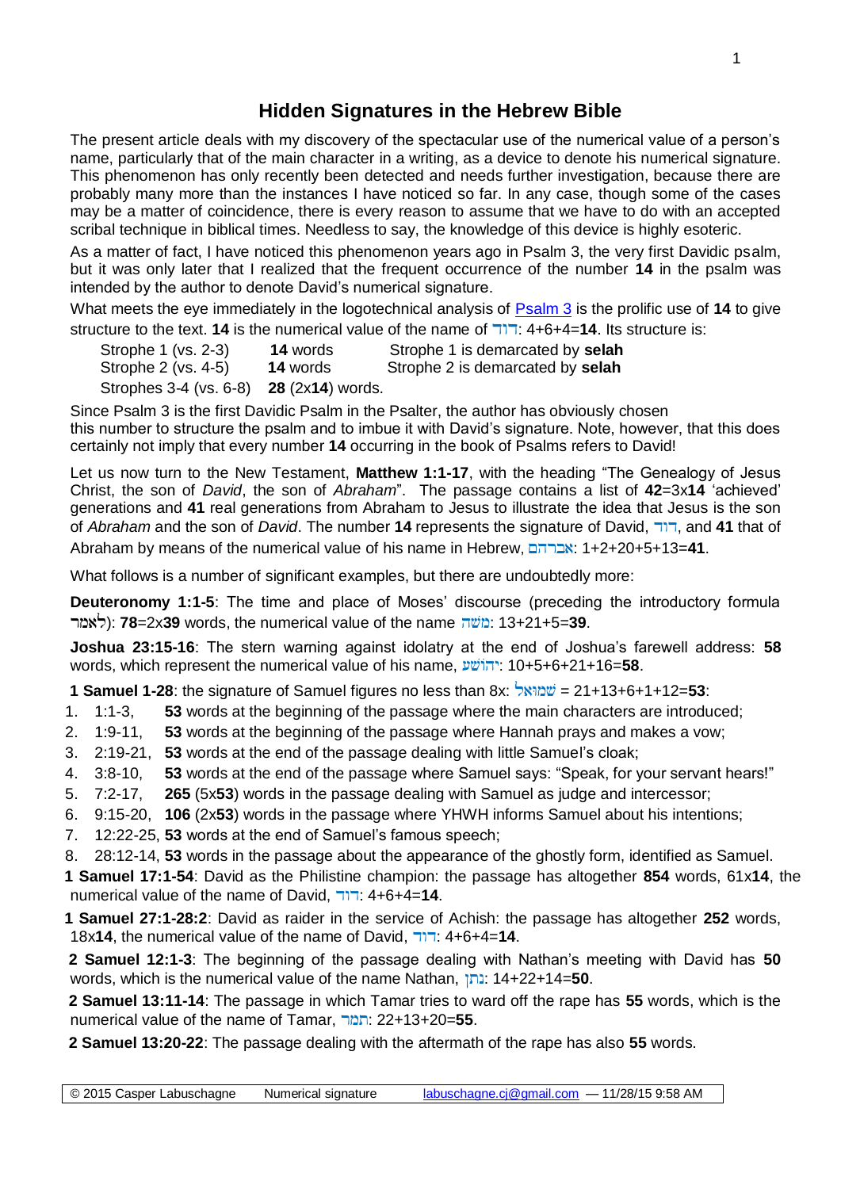# Hidden Signatures in the Hebrew Bible

The present article deals with my discovery of the spectacular use of the numerical value of a person's name, particularly that of the main character in a writing, as a device to denote his numerical signature. This phenomenon has only recently been detected and needs further investigation, because there are probably many more than the instances I have noticed so far. In any case, though some of the cases may be a matter of coincidence, there is every reason to assume that we have to do with an accepted scribal technique in biblical times. Needless to say, the knowledge of this device is highly esoteric.

As a matter of fact, I have noticed this phenomenon years ago in Psalm 3, the very first Davidic psalm, but it was only later that I realized that the frequent occurrence of the number **14** in the psalm was intended by the author to denote David's numerical signature.

What meets the eye immediately in the logotechnical analysis of [Psalm 3] is the prolific use of **14** to give structure to the text. **14** is the numerical value of the name of דוד: 4+6+4=**14**. Its structure is:

| | | |
|---|---|---|
| Strophe 1 (vs. 2-3) | **14** words | Strophe 1 is demarcated by **selah** |
| Strophe 2 (vs. 4-5) | **14** words | Strophe 2 is demarcated by **selah** |
| Strophes 3-4 (vs. 6-8) | **28** (2x**14**) words. | |

Since Psalm 3 is the first Davidic Psalm in the Psalter, the author has obviously chosen this number to structure the psalm and to imbue it with David's signature. Note, however, that this does certainly not imply that every number **14** occurring in the book of Psalms refers to David!

Let us now turn to the New Testament, **Matthew 1:1-17**, with the heading "The Genealogy of Jesus Christ, the son of *David*, the son of *Abraham*". The passage contains a list of **42**=3x**14** 'achieved' generations and **41** real generations from Abraham to Jesus to illustrate the idea that Jesus is the son of *Abraham* and the son of *David*. The number **14** represents the signature of David, דוד, and **41** that of Abraham by means of the numerical value of his name in Hebrew, אברהם: 1+2+20+5+13=**41**.

What follows is a number of significant examples, but there are undoubtedly more:

**Deuteronomy 1:1-5**: The time and place of Moses' discourse (preceding the introductory formula לאמר): **78**=2x**39** words, the numerical value of the name משה: 13+21+5=**39**.

**Joshua 23:15-16**: The stern warning against idolatry at the end of Joshua's farewell address: **58** words, which represent the numerical value of his name, יהושע: 10+5+6+21+16=**58**.

**1 Samuel 1-28**: the signature of Samuel figures no less than 8x: שמואל = 21+13+6+1+12=**53**:

1. 1:1-3, **53** words at the beginning of the passage where the main characters are introduced;
2. 1:9-11, **53** words at the beginning of the passage where Hannah prays and makes a vow;
3. 2:19-21, **53** words at the end of the passage dealing with little Samuel's cloak;
4. 3:8-10, **53** words at the end of the passage where Samuel says: "Speak, for your servant hears!"
5. 7:2-17, **265** (5x**53**) words in the passage dealing with Samuel as judge and intercessor;
6. 9:15-20, **106** (2x**53**) words in the passage where YHWH informs Samuel about his intentions;
7. 12:22-25, **53** words at the end of Samuel's famous speech;
8. 28:12-14, **53** words in the passage about the appearance of the ghostly form, identified as Samuel.

**1 Samuel 17:1-54**: David as the Philistine champion: the passage has altogether **854** words, 61x**14**, the numerical value of the name of David, דוד: 4+6+4=**14**.

**1 Samuel 27:1-28:2**: David as raider in the service of Achish: the passage has altogether **252** words, 18x**14**, the numerical value of the name of David, דוד: 4+6+4=**14**.

**2 Samuel 12:1-3**: The beginning of the passage dealing with Nathan's meeting with David has **50** words, which is the numerical value of the name Nathan, נתן: 14+22+14=**50**.

**2 Samuel 13:11-14**: The passage in which Tamar tries to ward off the rape has **55** words, which is the numerical value of the name of Tamar, תמר: 22+13+20=**55**.

**2 Samuel 13:20-22**: The passage dealing with the aftermath of the rape has also **55** words.

© 2015 Casper Labuschagne Numerical signature labuschagne.cj@gmail.com — 11/28/15 9:58 AM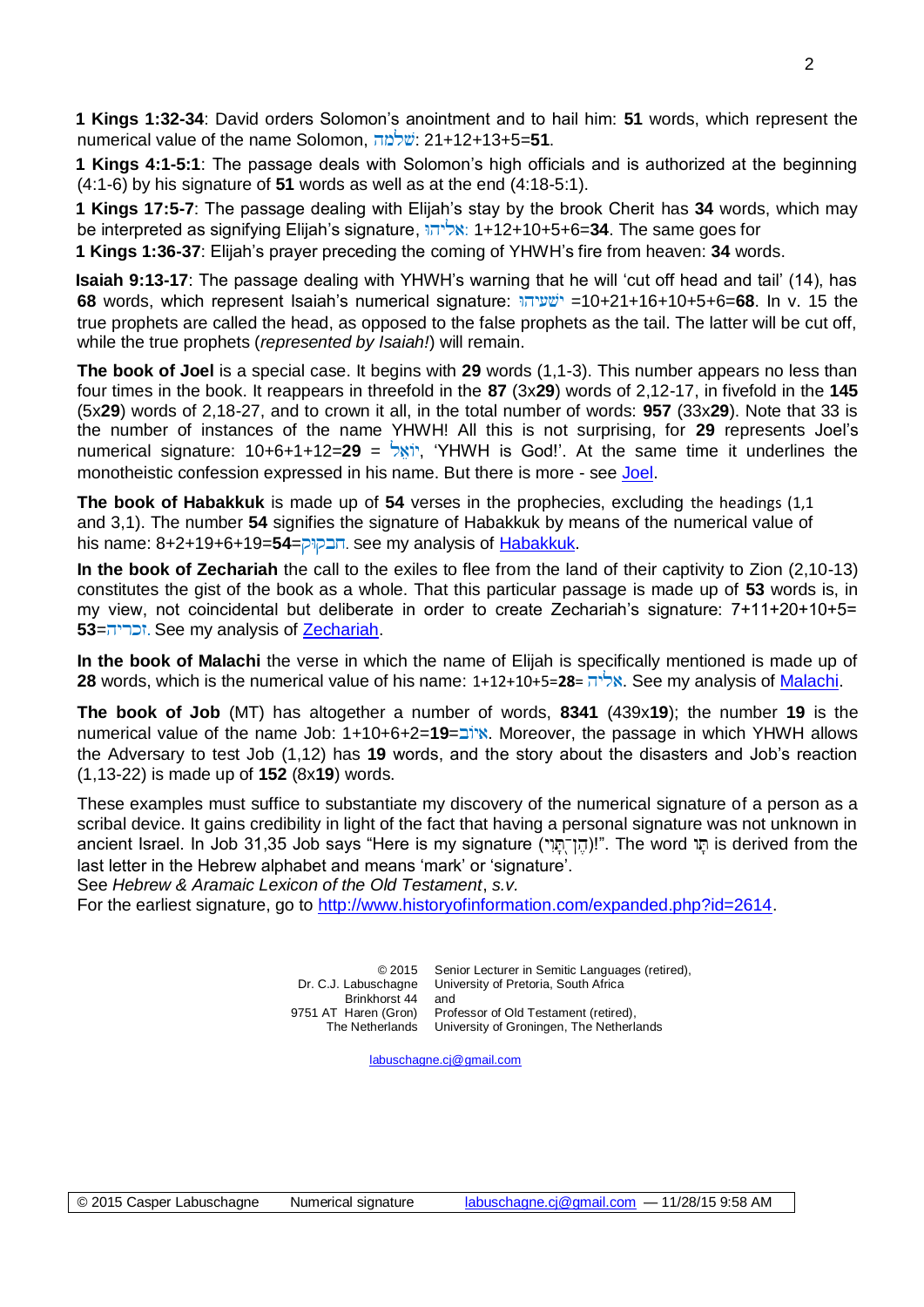**1 Kings 1:32-34**: David orders Solomon's anointment and to hail him: **51** words, which represent the numerical value of the name Solomon, שלמה: 21+12+13+5=**51**.

**1 Kings 4:1-5:1**: The passage deals with Solomon's high officials and is authorized at the beginning (4:1-6) by his signature of **51** words as well as at the end (4:18-5:1).

**1 Kings 17:5-7**: The passage dealing with Elijah's stay by the brook Cherit has **34** words, which may be interpreted as signifying Elijah's signature, אליהו: 1+12+10+5+6=**34**. The same goes for

**1 Kings 1:36-37**: Elijah's prayer preceding the coming of YHWH's fire from heaven: **34** words.

**Isaiah 9:13-17**: The passage dealing with YHWH's warning that he will 'cut off head and tail' (14), has **68** words, which represent Isaiah's numerical signature: ישעיהו =10+21+16+10+5+6=**68**. In v. 15 the true prophets are called the head, as opposed to the false prophets as the tail. The latter will be cut off, while the true prophets (*represented by Isaiah!*) will remain.

**The book of Joel** is a special case. It begins with **29** words (1,1-3). This number appears no less than four times in the book. It reappears in threefold in the **87** (3x**29**) words of 2,12-17, in fivefold in the **145** (5x**29**) words of 2,18-27, and to crown it all, in the total number of words: **957** (33x**29**). Note that 33 is the number of instances of the name YHWH! All this is not surprising, for **29** represents Joel's numerical signature: 10+6+1+12=**29** = יוֹאֵל, 'YHWH is God!'. At the same time it underlines the monotheistic confession expressed in his name. But there is more - see [Joel](Joel).

**The book of Habakkuk** is made up of **54** verses in the prophecies, excluding the headings (1,1 and 3,1). The number **54** signifies the signature of Habakkuk by means of the numerical value of his name: 8+2+19+6+19=**54**=חבקוק. see my analysis of [Habakkuk](Habakkuk).

**In the book of Zechariah** the call to the exiles to flee from the land of their captivity to Zion (2,10-13) constitutes the gist of the book as a whole. That this particular passage is made up of **53** words is, in my view, not coincidental but deliberate in order to create Zechariah's signature: 7+11+20+10+5= **53**=זכריה. See my analysis of [Zechariah](Zechariah).

**In the book of Malachi** the verse in which the name of Elijah is specifically mentioned is made up of **28** words, which is the numerical value of his name: 1+12+10+5=**28**= אליה. See my analysis of [Malachi](Malachi).

**The book of Job** (MT) has altogether a number of words, **8341** (439x**19**); the number **19** is the numerical value of the name Job: 1+10+6+2=**19**=איוב. Moreover, the passage in which YHWH allows the Adversary to test Job (1,12) has **19** words, and the story about the disasters and Job's reaction (1,13-22) is made up of **152** (8x**19**) words.

These examples must suffice to substantiate my discovery of the numerical signature of a person as a scribal device. It gains credibility in light of the fact that having a personal signature was not unknown in ancient Israel. In Job 31,35 Job says "Here is my signature (הֶן־תָּוִי)!". The word תָּו is derived from the last letter in the Hebrew alphabet and means 'mark' or 'signature'.

See *Hebrew & Aramaic Lexicon of the Old Testament*, *s.v.*

For the earliest signature, go to [http://www.historyofinformation.com/expanded.php?id=2614](http://www.historyofinformation.com/expanded.php?id=2614).

| | |
|---|---|
| © 2015 | Senior Lecturer in Semitic Languages (retired), |
| Dr. C.J. Labuschagne | University of Pretoria, South Africa |
| Brinkhorst 44 | and |
| 9751 AT Haren (Gron) | Professor of Old Testament (retired), |
| The Netherlands | University of Groningen, The Netherlands |

[labuschagne.cj@gmail.com](mailto:labuschagne.cj@gmail.com)